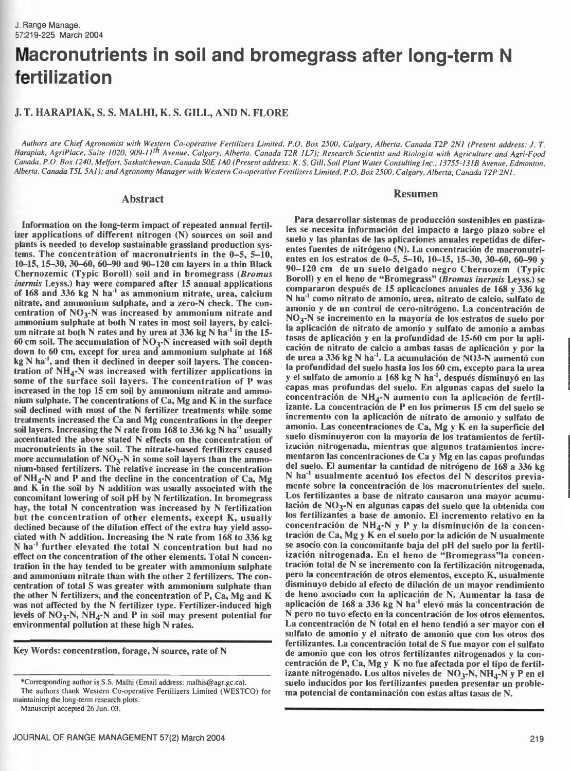# Macronutrients in soil and bromegrass after long-term N fertilization

## J. T. HARAPIAK, S. S. MALHI, K. S. GILL, AND N. FLORE

*Authors are Chief Agronomist with Western Co-operative Fertilizers Limited, P.O. Box 2500, Calgary, Alberta, Canada T2P 2N1 (Present address: J. T. Harapiak, AgriPlace, Suite 1020, 909-11th Avenue, Calgary, Alberta, Canada T2R 1L7); Research Scientist and Biologist with Agriculture and Agri-Food Canada, P.O. Box 1240, Melfort, Saskatchewan, Canada S0E 1A0 (Present address: K. S. Gill, Soil Plant Water Consulting Inc., 13755-131B Avenue, Edmonton, Alberta, Canada T5L 5A1); and Agronomy Manager with Western Co-operative Fertilizers Limited, P.O. Box 2500, Calgary, Alberta, Canada T2P 2N1.*

## Abstract

Information on the long-term impact of repeated annual fertilizer applications of different nitrogen (N) sources on soil and plants is needed to develop sustainable grassland production systems. The concentration of macronutrients in the 0–5, 5–10, 10–15, 15–30, 30–60, 60–90 and 90–120 cm layers in a thin Black Chernozemic (Typic Boroll) soil and in bromegrass (*Bromus inermis* Leyss.) hay were compared after 15 annual applications of 168 and 336 kg N ha$^{-1}$ as ammonium nitrate, urea, calcium nitrate, and ammonium sulphate, and a zero-N check. The concentration of $NO_3$-N was increased by ammonium nitrate and ammonium sulphate at both N rates in most soil layers, by calcium nitrate at both N rates and by urea at 336 kg N ha$^{-1}$ in the 15-60 cm soil. The accumulation of $NO_3$-N increased with soil depth down to 60 cm, except for urea and ammonium sulphate at 168 kg N ha$^{-1}$, and then it declined in deeper soil layers. The concentration of $NH_4$-N was increased with fertilizer applications in some of the surface soil layers. The concentration of P was increased in the top 15 cm soil by ammonium nitrate and ammonium sulphate. The concentrations of Ca, Mg and K in the surface soil declined with most of the N fertilizer treatments while some treatments increased the Ca and Mg concentrations in the deeper soil layers. Increasing the N rate from 168 to 336 kg N ha$^{-1}$ usually accentuated the above stated N effects on the concentration of macronutrients in the soil. The nitrate-based fertilizers caused more accumulation of $NO_3$-N in some soil layers than the ammonium-based fertilizers. The relative increase in the concentration of $NH_4$-N and P and the decline in the concentration of Ca, Mg and K in the soil by N addition was usually associated with the concomitant lowering of soil pH by N fertilization. In bromegrass hay, the total N concentration was increased by N fertilization but the concentration of other elements, except K, usually declined because of the dilution effect of the extra hay yield associated with N addition. Increasing the N rate from 168 to 336 kg N ha$^{-1}$ further elevated the total N concentration but had no effect on the concentration of the other elements. Total N concentration in the hay tended to be greater with ammonium sulphate and ammonium nitrate than with the other 2 fertilizers. The concentration of total S was greater with ammonium sulphate than the other N fertilizers, and the concentration of P, Ca, Mg and K was not affected by the N fertilizer type. Fertilizer-induced high levels of $NO_3$-N, $NH_4$-N and P in soil may present potential for environmental pollution at these high N rates.

**Key Words: concentration, forage, N source, rate of N**

## Resumen

Para desarrollar sistemas de producción sostenibles en pastizales se necesita información del impacto a largo plazo sobre el suelo y las plantas de las aplicaciones anuales repetidas de diferentes fuentes de nitrógeno (N). La concentración de macronutrientes en los estratos de 0–5, 5–10, 10–15, 15–30, 30–60, 60–90 y 90–120 cm de un suelo delgado negro Chernozem (Typic Boroll) y en el heno de "Bromegrass" (*Bromus inermis* Leyss.) se compararon después de 15 aplicaciones anuales de 168 y 336 kg N ha$^{-1}$ como nitrato de amonio, urea, nitrato de calcio, sulfato de amonio y de un control de cero-nitrógeno. La concentración de $NO_3$-N se incremento en la mayoría de los estratos de suelo por la aplicación de nitrato de amonio y sulfato de amonio a ambas tasas de aplicación y en la profundidad de 15-60 cm por la aplicación de nitrato de calcio a ambas tasas de aplicación y por la de urea a 336 kg N ha$^{-1}$. La acumulación de NO3-N aumentó con la profundidad del suelo hasta los los 60 cm, excepto para la urea y el sulfato de amonio a 168 kg N ha$^{-1}$, después disminuyó en las capas mas profundas del suelo. En algunas capas del suelo la concentración de $NH_4$-N aumento con la aplicación de fertilizante. La concentración de P en los primeros 15 cm del suelo se incremento con la aplicación de nitrato de amonio y sulfato de amonio. Las concentraciones de Ca, Mg y K en la superficie del suelo disminuyeron con la mayoría de los tratamientos de fertilización nitrogenada, mientras que algunos tratamientos incrementaron las concentraciones de Ca y Mg en las capas profundas del suelo. El aumentar la cantidad de nitrógeno de 168 a 336 kg N ha$^{-1}$ usualmente acentuó los efectos del N descritos previamente sobre la concentración de los macronutrientes del suelo. Los fertilizantes a base de nitrato causaron una mayor acumulación de $NO_3$-N en algunas capas del suelo que la obtenida con los fertilizantes a base de amonio. El incremento relativo en la concentración de $NH_4$-N y P y la disminución de la concentración de Ca, Mg y K en el suelo por la adición de N usualmente se asocio con la concomitante baja del pH del suelo por la fertilización nitrogenada. En el heno de "Bromegrass"la concentración total de N se incremento con la fertilización nitrogenada, pero la concentración de otros elementos, excepto K, usualmente disminuyo debido al efecto de dilución de un mayor rendimiento de heno asociado con la aplicación de N. Aumentar la tasa de aplicación de 168 a 336 kg N ha$^{-1}$ elevó más la concentración de N pero no tuvo efecto en la concentración de los otros elementos. La concentración de N total en el heno tendió a ser mayor con el sulfato de amonio y el nitrato de amonio que con los otros dos fertilizantes. La concentración total de S fue mayor con el sulfato de amonio que con los otros fertilizantes nitrogenados y la concentración de P, Ca, Mg y K no fue afectada por el tipo de fertilizante nitrogenado. Los altos niveles de $NO_3$-N, $NH_4$-N y P en el suelo inducidos por los fertilizantes pueden presentar un problema potencial de contaminación con estas altas tasas de N.

---

*Corresponding author is S.S. Malhi (Email address: malhis@agr.gc.ca).

The authors thank Western Co-operative Fertilizers Limited (WESTCO) for maintaining the long-term research plots.

Manuscript accepted 26 Jun. 03.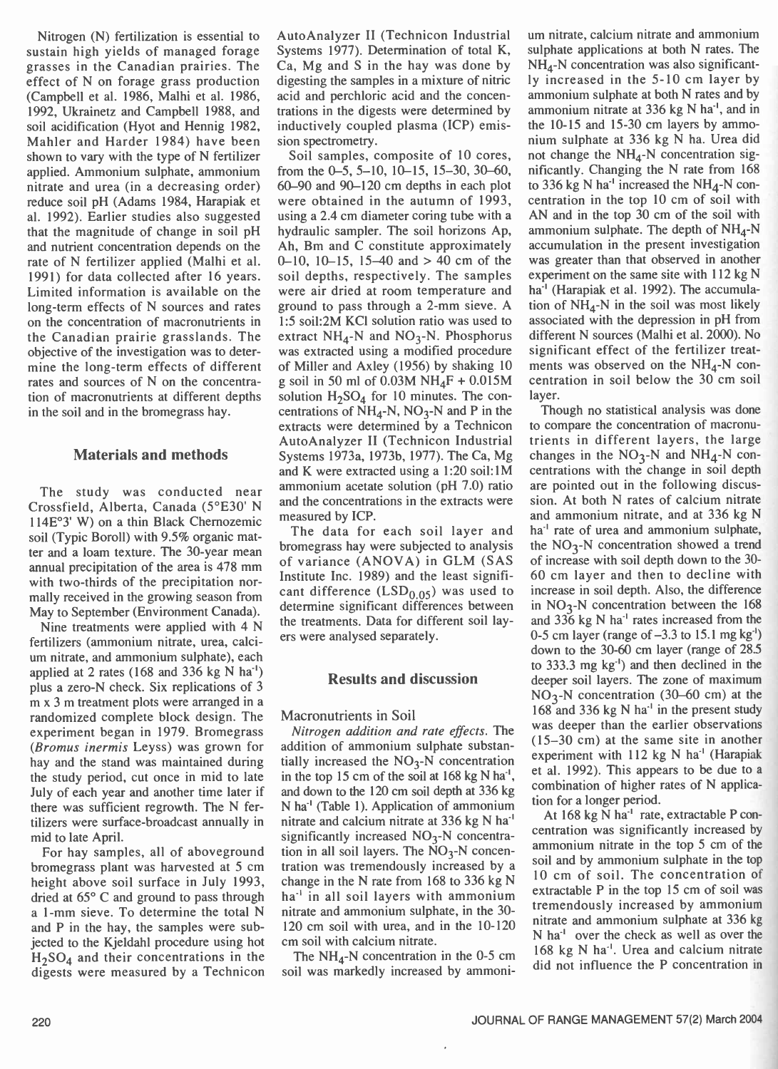Nitrogen (N) fertilization is essential to sustain high yields of managed forage grasses in the Canadian prairies. The effect of N on forage grass production (Campbell et al. 1986, Malhi et al. 1986, 1992, Ukrainetz and Campbell 1988, and soil acidification (Hyot and Hennig 1982, Mahler and Harder 1984) have been shown to vary with the type of N fertilizer applied. Ammonium sulphate, ammonium nitrate and urea (in a decreasing order) reduce soil pH (Adams 1984, Harapiak et al. 1992). Earlier studies also suggested that the magnitude of change in soil pH and nutrient concentration depends on the rate of N fertilizer applied (Malhi et al. 1991) for data collected after 16 years. Limited information is available on the long-term effects of N sources and rates on the concentration of macronutrients in the Canadian prairie grasslands. The objective of the investigation was to determine the long-term effects of different rates and sources of N on the concentration of macronutrients at different depths in the soil and in the bromegrass hay.

## Materials and methods

The study was conducted near Crossfield, Alberta, Canada (5°E30' N 114E°3' W) on a thin Black Chernozemic soil (Typic Boroll) with 9.5% organic matter and a loam texture. The 30-year mean annual precipitation of the area is 478 mm with two-thirds of the precipitation normally received in the growing season from May to September (Environment Canada).

Nine treatments were applied with 4 N fertilizers (ammonium nitrate, urea, calcium nitrate, and ammonium sulphate), each applied at 2 rates (168 and 336 kg N ha$^{-1}$) plus a zero-N check. Six replications of 3 m x 3 m treatment plots were arranged in a randomized complete block design. The experiment began in 1979. Bromegrass (*Bromus inermis* Leyss) was grown for hay and the stand was maintained during the study period, cut once in mid to late July of each year and another time later if there was sufficient regrowth. The N fertilizers were surface-broadcast annually in mid to late April.

For hay samples, all of aboveground bromegrass plant was harvested at 5 cm height above soil surface in July 1993, dried at 65° C and ground to pass through a 1-mm sieve. To determine the total N and P in the hay, the samples were subjected to the Kjeldahl procedure using hot $H_2SO_4$ and their concentrations in the digests were measured by a Technicon AutoAnalyzer II (Technicon Industrial Systems 1977). Determination of total K, Ca, Mg and S in the hay was done by digesting the samples in a mixture of nitric acid and perchloric acid and the concentrations in the digests were determined by inductively coupled plasma (ICP) emission spectrometry.

Soil samples, composite of 10 cores, from the 0–5, 5–10, 10–15, 15–30, 30–60, 60–90 and 90–120 cm depths in each plot were obtained in the autumn of 1993, using a 2.4 cm diameter coring tube with a hydraulic sampler. The soil horizons Ap, Ah, Bm and C constitute approximately 0–10, 10–15, 15–40 and > 40 cm of the soil depths, respectively. The samples were air dried at room temperature and ground to pass through a 2-mm sieve. A 1:5 soil:2M KCl solution ratio was used to extract $NH_4$-N and $NO_3$-N. Phosphorus was extracted using a modified procedure of Miller and Axley (1956) by shaking 10 g soil in 50 ml of 0.03M $NH_4F$ + 0.015M solution $H_2SO_4$ for 10 minutes. The concentrations of $NH_4$-N, $NO_3$-N and P in the extracts were determined by a Technicon AutoAnalyzer II (Technicon Industrial Systems 1973a, 1973b, 1977). The Ca, Mg and K were extracted using a 1:20 soil:1M ammonium acetate solution (pH 7.0) ratio and the concentrations in the extracts were measured by ICP.

The data for each soil layer and bromegrass hay were subjected to analysis of variance (ANOVA) in GLM (SAS Institute Inc. 1989) and the least significant difference ($LSD_{0.05}$) was used to determine significant differences between the treatments. Data for different soil layers were analysed separately.

## Results and discussion

### Macronutrients in Soil

*Nitrogen addition and rate effects.* The addition of ammonium sulphate substantially increased the $NO_3$-N concentration in the top 15 cm of the soil at 168 kg N ha$^{-1}$, and down to the 120 cm soil depth at 336 kg N ha$^{-1}$ (Table 1). Application of ammonium nitrate and calcium nitrate at 336 kg N ha$^{-1}$ significantly increased $NO_3$-N concentration in all soil layers. The $NO_3$-N concentration was tremendously increased by a change in the N rate from 168 to 336 kg N ha$^{-1}$ in all soil layers with ammonium nitrate and ammonium sulphate, in the 30-120 cm soil with urea, and in the 10-120 cm soil with calcium nitrate.

The $NH_4$-N concentration in the 0-5 cm soil was markedly increased by ammonium nitrate, calcium nitrate and ammonium sulphate applications at both N rates. The $NH_4$-N concentration was also significantly increased in the 5-10 cm layer by ammonium sulphate at both N rates and by ammonium nitrate at 336 kg N ha$^{-1}$, and in the 10-15 and 15-30 cm layers by ammonium sulphate at 336 kg N ha. Urea did not change the $NH_4$-N concentration significantly. Changing the N rate from 168 to 336 kg N ha$^{-1}$ increased the $NH_4$-N concentration in the top 10 cm of soil with AN and in the top 30 cm of the soil with ammonium sulphate. The depth of $NH_4$-N accumulation in the present investigation was greater than that observed in another experiment on the same site with 112 kg N ha$^{-1}$ (Harapiak et al. 1992). The accumulation of $NH_4$-N in the soil was most likely associated with the depression in pH from different N sources (Malhi et al. 2000). No significant effect of the fertilizer treatments was observed on the $NH_4$-N concentration in soil below the 30 cm soil layer.

Though no statistical analysis was done to compare the concentration of macronutrients in different layers, the large changes in the $NO_3$-N and $NH_4$-N concentrations with the change in soil depth are pointed out in the following discussion. At both N rates of calcium nitrate and ammonium nitrate, and at 336 kg N ha$^{-1}$ rate of urea and ammonium sulphate, the $NO_3$-N concentration showed a trend of increase with soil depth down to the 30-60 cm layer and then to decline with increase in soil depth. Also, the difference in $NO_3$-N concentration between the 168 and 336 kg N ha$^{-1}$ rates increased from the 0-5 cm layer (range of –3.3 to 15.1 mg kg$^{-1}$) down to the 30-60 cm layer (range of 28.5 to 333.3 mg kg$^{-1}$) and then declined in the deeper soil layers. The zone of maximum $NO_3$-N concentration (30–60 cm) at the 168 and 336 kg N ha$^{-1}$ in the present study was deeper than the earlier observations (15–30 cm) at the same site in another experiment with 112 kg N ha$^{-1}$ (Harapiak et al. 1992). This appears to be due to a combination of higher rates of N application for a longer period.

At 168 kg N ha$^{-1}$ rate, extractable P concentration was significantly increased by ammonium nitrate in the top 5 cm of the soil and by ammonium sulphate in the top 10 cm of soil. The concentration of extractable P in the top 15 cm of soil was tremendously increased by ammonium nitrate and ammonium sulphate at 336 kg N ha$^{-1}$ over the check as well as over the 168 kg N ha$^{-1}$. Urea and calcium nitrate did not influence the P concentration in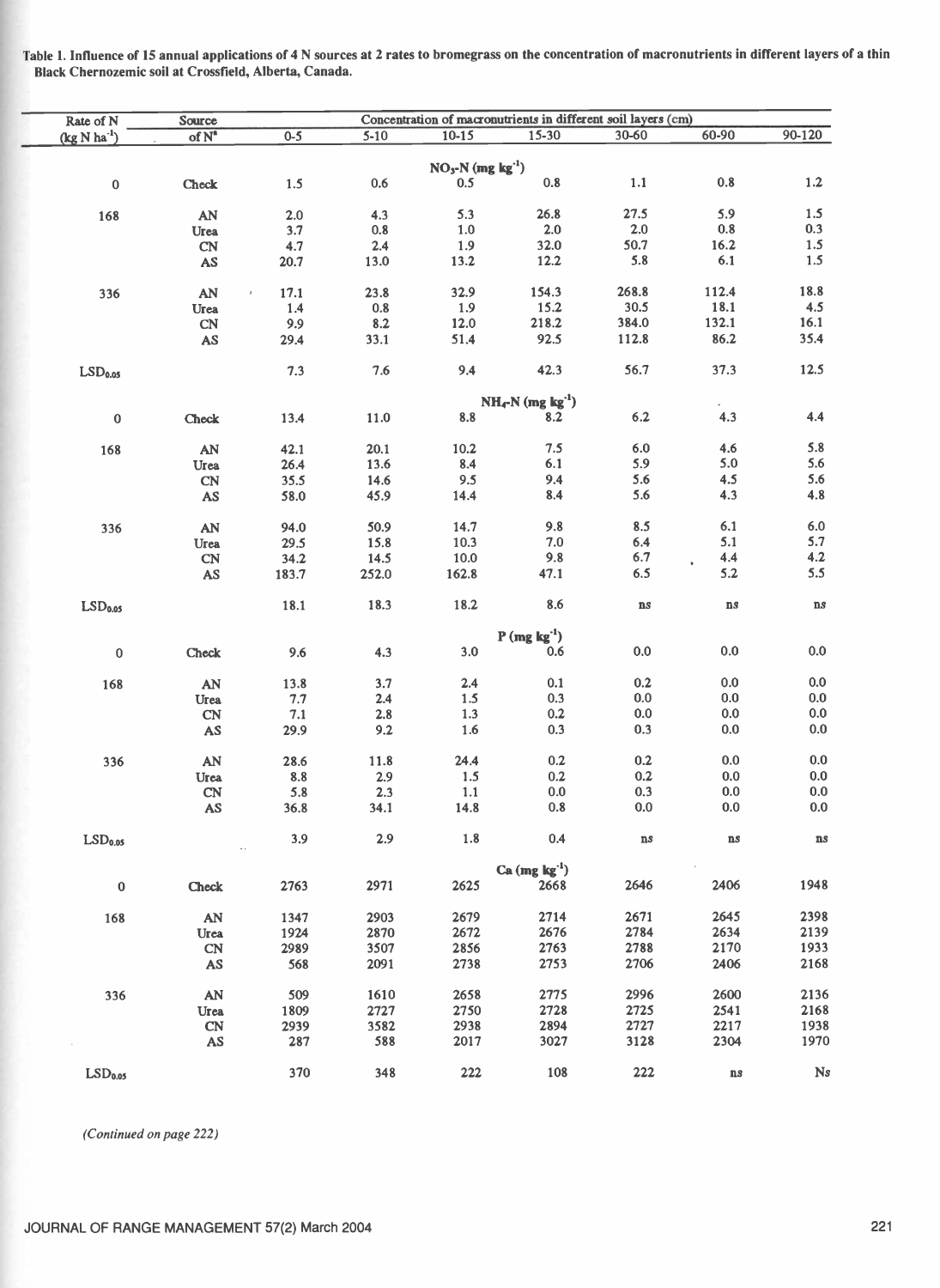Table 1. Influence of 15 annual applications of 4 N sources at 2 rates to bromegrass on the concentration of macronutrients in different layers of a thin Black Chernozemic soil at Crossfield, Alberta, Canada.

| Rate of N (kg N ha$^{-1}$) | Source of N[a] | Concentration of macronutrients in different soil layers (cm) | | | | | | |
|---|---|---|---|---|---|---|---|---|
| | | 0-5 | 5-10 | 10-15 | 15-30 | 30-60 | 60-90 | 90-120 |
| | | | | | $NO_3$-N (mg kg$^{-1}$) | | | |
| 0 | Check | 1.5 | 0.6 | 0.5 | 0.8 | 1.1 | 0.8 | 1.2 |
| 168 | AN | 2.0 | 4.3 | 5.3 | 26.8 | 27.5 | 5.9 | 1.5 |
| | Urea | 3.7 | 0.8 | 1.0 | 2.0 | 2.0 | 0.8 | 0.3 |
| | CN | 4.7 | 2.4 | 1.9 | 32.0 | 50.7 | 16.2 | 1.5 |
| | AS | 20.7 | 13.0 | 13.2 | 12.2 | 5.8 | 6.1 | 1.5 |
| 336 | AN | 17.1 | 23.8 | 32.9 | 154.3 | 268.8 | 112.4 | 18.8 |
| | Urea | 1.4 | 0.8 | 1.9 | 15.2 | 30.5 | 18.1 | 4.5 |
| | CN | 9.9 | 8.2 | 12.0 | 218.2 | 384.0 | 132.1 | 16.1 |
| | AS | 29.4 | 33.1 | 51.4 | 92.5 | 112.8 | 86.2 | 35.4 |
| $LSD_{0.05}$ | | 7.3 | 7.6 | 9.4 | 42.3 | 56.7 | 37.3 | 12.5 |
| | | | | | $NH_4$-N (mg kg$^{-1}$) | | | |
| 0 | Check | 13.4 | 11.0 | 8.8 | 8.2 | 6.2 | 4.3 | 4.4 |
| 168 | AN | 42.1 | 20.1 | 10.2 | 7.5 | 6.0 | 4.6 | 5.8 |
| | Urea | 26.4 | 13.6 | 8.4 | 6.1 | 5.9 | 5.0 | 5.6 |
| | CN | 35.5 | 14.6 | 9.5 | 9.4 | 5.6 | 4.5 | 5.6 |
| | AS | 58.0 | 45.9 | 14.4 | 8.4 | 5.6 | 4.3 | 4.8 |
| 336 | AN | 94.0 | 50.9 | 14.7 | 9.8 | 8.5 | 6.1 | 6.0 |
| | Urea | 29.5 | 15.8 | 10.3 | 7.0 | 6.4 | 5.1 | 5.7 |
| | CN | 34.2 | 14.5 | 10.0 | 9.8 | 6.7 | 4.4 | 4.2 |
| | AS | 183.7 | 252.0 | 162.8 | 47.1 | 6.5 | 5.2 | 5.5 |
| $LSD_{0.05}$ | | 18.1 | 18.3 | 18.2 | 8.6 | ns | ns | ns |
| | | | | | P (mg kg$^{-1}$) | | | |
| 0 | Check | 9.6 | 4.3 | 3.0 | 0.6 | 0.0 | 0.0 | 0.0 |
| 168 | AN | 13.8 | 3.7 | 2.4 | 0.1 | 0.2 | 0.0 | 0.0 |
| | Urea | 7.7 | 2.4 | 1.5 | 0.3 | 0.0 | 0.0 | 0.0 |
| | CN | 7.1 | 2.8 | 1.3 | 0.2 | 0.0 | 0.0 | 0.0 |
| | AS | 29.9 | 9.2 | 1.6 | 0.3 | 0.3 | 0.0 | 0.0 |
| 336 | AN | 28.6 | 11.8 | 24.4 | 0.2 | 0.2 | 0.0 | 0.0 |
| | Urea | 8.8 | 2.9 | 1.5 | 0.2 | 0.2 | 0.0 | 0.0 |
| | CN | 5.8 | 2.3 | 1.1 | 0.0 | 0.3 | 0.0 | 0.0 |
| | AS | 36.8 | 34.1 | 14.8 | 0.8 | 0.0 | 0.0 | 0.0 |
| $LSD_{0.05}$ | | 3.9 | 2.9 | 1.8 | 0.4 | ns | ns | ns |
| | | | | | Ca (mg kg$^{-1}$) | | | |
| 0 | Check | 2763 | 2971 | 2625 | 2668 | 2646 | 2406 | 1948 |
| 168 | AN | 1347 | 2903 | 2679 | 2714 | 2671 | 2645 | 2398 |
| | Urea | 1924 | 2870 | 2672 | 2676 | 2784 | 2634 | 2139 |
| | CN | 2989 | 3507 | 2856 | 2763 | 2788 | 2170 | 1933 |
| | AS | 568 | 2091 | 2738 | 2753 | 2706 | 2406 | 2168 |
| 336 | AN | 509 | 1610 | 2658 | 2775 | 2996 | 2600 | 2136 |
| | Urea | 1809 | 2727 | 2750 | 2728 | 2725 | 2541 | 2168 |
| | CN | 2939 | 3582 | 2938 | 2894 | 2727 | 2217 | 1938 |
| | AS | 287 | 588 | 2017 | 3027 | 3128 | 2304 | 1970 |
| $LSD_{0.05}$ | | 370 | 348 | 222 | 108 | 222 | ns | Ns |

*(Continued on page 222)*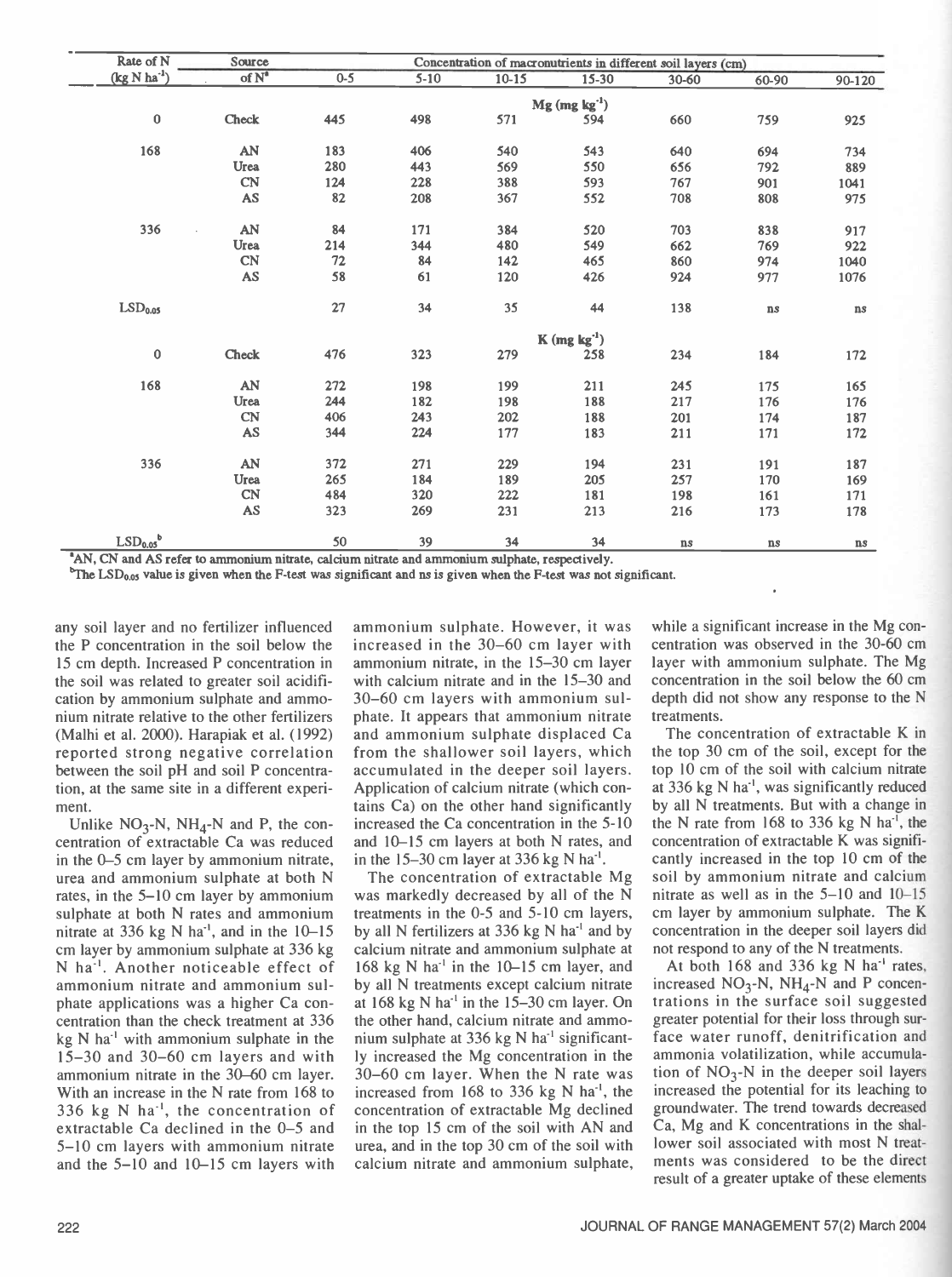| Rate of N ($kg\ N\ ha^{-1}$) | Source of N[a] | Concentration of macronutrients in different soil layers (cm) | | | | | | |
|---|---|---|---|---|---|---|---|---|
| | | 0-5 | 5-10 | 10-15 | 15-30 | 30-60 | 60-90 | 90-120 |
| | | Mg ($mg\ kg^{-1}$) | | | | | | |
| 0 | Check | 445 | 498 | 571 | 594 | 660 | 759 | 925 |
| 168 | AN | 183 | 406 | 540 | 543 | 640 | 694 | 734 |
| | Urea | 280 | 443 | 569 | 550 | 656 | 792 | 889 |
| | CN | 124 | 228 | 388 | 593 | 767 | 901 | 1041 |
| | AS | 82 | 208 | 367 | 552 | 708 | 808 | 975 |
| 336 | AN | 84 | 171 | 384 | 520 | 703 | 838 | 917 |
| | Urea | 214 | 344 | 480 | 549 | 662 | 769 | 922 |
| | CN | 72 | 84 | 142 | 465 | 860 | 974 | 1040 |
| | AS | 58 | 61 | 120 | 426 | 924 | 977 | 1076 |
| $LSD_{0.05}$ | | 27 | 34 | 35 | 44 | 138 | ns | ns |
| | | K ($mg\ kg^{-1}$) | | | | | | |
| 0 | Check | 476 | 323 | 279 | 258 | 234 | 184 | 172 |
| 168 | AN | 272 | 198 | 199 | 211 | 245 | 175 | 165 |
| | Urea | 244 | 182 | 198 | 188 | 217 | 176 | 176 |
| | CN | 406 | 243 | 202 | 188 | 201 | 174 | 187 |
| | AS | 344 | 224 | 177 | 183 | 211 | 171 | 172 |
| 336 | AN | 372 | 271 | 229 | 194 | 231 | 191 | 187 |
| | Urea | 265 | 184 | 189 | 205 | 257 | 170 | 169 |
| | CN | 484 | 320 | 222 | 181 | 198 | 161 | 171 |
| | AS | 323 | 269 | 231 | 213 | 216 | 173 | 178 |
| $LSD_{0.05}$[b] | | 50 | 39 | 34 | 34 | ns | ns | ns |

[a]AN, CN and AS refer to ammonium nitrate, calcium nitrate and ammonium sulphate, respectively.

[b]The $LSD_{0.05}$ value is given when the F-test was significant and ns is given when the F-test was not significant.

any soil layer and no fertilizer influenced the P concentration in the soil below the 15 cm depth. Increased P concentration in the soil was related to greater soil acidification by ammonium sulphate and ammonium nitrate relative to the other fertilizers (Malhi et al. 2000). Harapiak et al. (1992) reported strong negative correlation between the soil pH and soil P concentration, at the same site in a different experiment.

Unlike $NO_3$-N, $NH_4$-N and P, the concentration of extractable Ca was reduced in the 0–5 cm layer by ammonium nitrate, urea and ammonium sulphate at both N rates, in the 5–10 cm layer by ammonium sulphate at both N rates and ammonium nitrate at 336 kg N $ha^{-1}$, and in the 10–15 cm layer by ammonium sulphate at 336 kg N $ha^{-1}$. Another noticeable effect of ammonium nitrate and ammonium sulphate applications was a higher Ca concentration than the check treatment at 336 kg N $ha^{-1}$ with ammonium sulphate in the 15–30 and 30–60 cm layers and with ammonium nitrate in the 30–60 cm layer. With an increase in the N rate from 168 to 336 kg N $ha^{-1}$, the concentration of extractable Ca declined in the 0–5 and 5–10 cm layers with ammonium nitrate and the 5–10 and 10–15 cm layers with ammonium sulphate. However, it was increased in the 30–60 cm layer with ammonium nitrate, in the 15–30 cm layer with calcium nitrate and in the 15–30 and 30–60 cm layers with ammonium sulphate. It appears that ammonium nitrate and ammonium sulphate displaced Ca from the shallower soil layers, which accumulated in the deeper soil layers. Application of calcium nitrate (which contains Ca) on the other hand significantly increased the Ca concentration in the 5-10 and 10–15 cm layers at both N rates, and in the 15–30 cm layer at 336 kg N $ha^{-1}$.

The concentration of extractable Mg was markedly decreased by all of the N treatments in the 0-5 and 5-10 cm layers, by all N fertilizers at 336 kg N $ha^{-1}$ and by calcium nitrate and ammonium sulphate at 168 kg N $ha^{-1}$ in the 10–15 cm layer, and by all N treatments except calcium nitrate at 168 kg N $ha^{-1}$ in the 15–30 cm layer. On the other hand, calcium nitrate and ammonium sulphate at 336 kg N $ha^{-1}$ significantly increased the Mg concentration in the 30–60 cm layer. When the N rate was increased from 168 to 336 kg N $ha^{-1}$, the concentration of extractable Mg declined in the top 15 cm of the soil with AN and urea, and in the top 30 cm of the soil with calcium nitrate and ammonium sulphate, while a significant increase in the Mg concentration was observed in the 30-60 cm layer with ammonium sulphate. The Mg concentration in the soil below the 60 cm depth did not show any response to the N treatments.

The concentration of extractable K in the top 30 cm of the soil, except for the top 10 cm of the soil with calcium nitrate at 336 kg N $ha^{-1}$, was significantly reduced by all N treatments. But with a change in the N rate from 168 to 336 kg N $ha^{-1}$, the concentration of extractable K was significantly increased in the top 10 cm of the soil by ammonium nitrate and calcium nitrate as well as in the 5–10 and 10–15 cm layer by ammonium sulphate. The K concentration in the deeper soil layers did not respond to any of the N treatments.

At both 168 and 336 kg N $ha^{-1}$ rates, increased $NO_3$-N, $NH_4$-N and P concentrations in the surface soil suggested greater potential for their loss through surface water runoff, denitrification and ammonia volatilization, while accumulation of $NO_3$-N in the deeper soil layers increased the potential for its leaching to groundwater. The trend towards decreased Ca, Mg and K concentrations in the shallower soil associated with most N treatments was considered to be the direct result of a greater uptake of these elements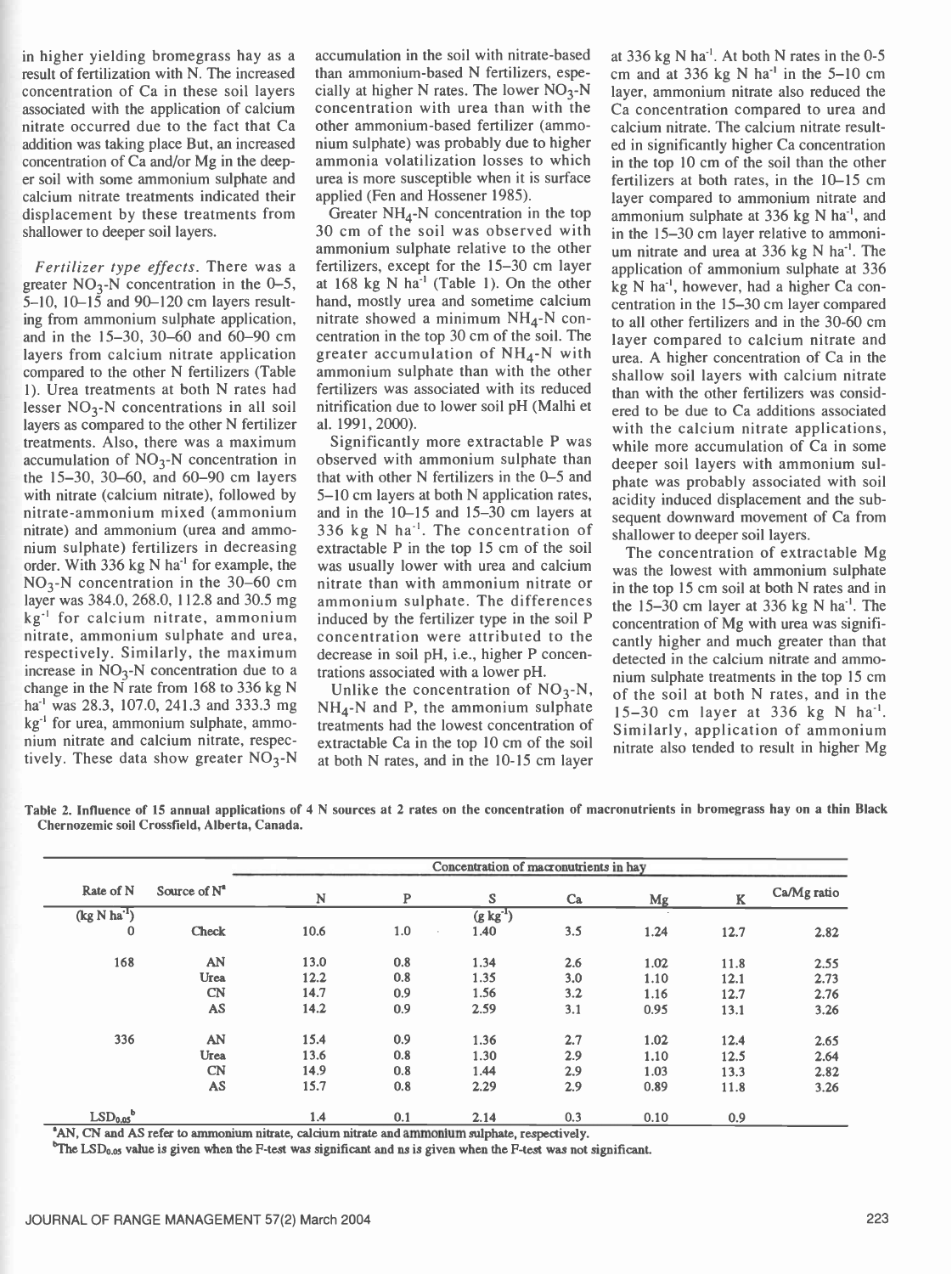in higher yielding bromegrass hay as a result of fertilization with N. The increased concentration of Ca in these soil layers associated with the application of calcium nitrate occurred due to the fact that Ca addition was taking place But, an increased concentration of Ca and/or Mg in the deeper soil with some ammonium sulphate and calcium nitrate treatments indicated their displacement by these treatments from shallower to deeper soil layers.

*Fertilizer type effects.* There was a greater $NO_3$-N concentration in the 0–5, 5–10, 10–15 and 90–120 cm layers resulting from ammonium sulphate application, and in the 15–30, 30–60 and 60–90 cm layers from calcium nitrate application compared to the other N fertilizers (Table 1). Urea treatments at both N rates had lesser $NO_3$-N concentrations in all soil layers as compared to the other N fertilizer treatments. Also, there was a maximum accumulation of $NO_3$-N concentration in the 15–30, 30–60, and 60–90 cm layers with nitrate (calcium nitrate), followed by nitrate-ammonium mixed (ammonium nitrate) and ammonium (urea and ammonium sulphate) fertilizers in decreasing order. With 336 kg N $ha^{-1}$ for example, the $NO_3$-N concentration in the 30–60 cm layer was 384.0, 268.0, 112.8 and 30.5 mg $kg^{-1}$ for calcium nitrate, ammonium nitrate, ammonium sulphate and urea, respectively. Similarly, the maximum increase in $NO_3$-N concentration due to a change in the N rate from 168 to 336 kg N $ha^{-1}$ was 28.3, 107.0, 241.3 and 333.3 mg $kg^{-1}$ for urea, ammonium sulphate, ammonium nitrate and calcium nitrate, respectively. These data show greater $NO_3$-N accumulation in the soil with nitrate-based than ammonium-based N fertilizers, especially at higher N rates. The lower $NO_3$-N concentration with urea than with the other ammonium-based fertilizer (ammonium sulphate) was probably due to higher ammonia volatilization losses to which urea is more susceptible when it is surface applied (Fen and Hossener 1985).

Greater $NH_4$-N concentration in the top 30 cm of the soil was observed with ammonium sulphate relative to the other fertilizers, except for the 15–30 cm layer at 168 kg N $ha^{-1}$ (Table 1). On the other hand, mostly urea and sometime calcium nitrate showed a minimum $NH_4$-N concentration in the top 30 cm of the soil. The greater accumulation of $NH_4$-N with ammonium sulphate than with the other fertilizers was associated with its reduced nitrification due to lower soil pH (Malhi et al. 1991, 2000).

Significantly more extractable P was observed with ammonium sulphate than that with other N fertilizers in the 0–5 and 5–10 cm layers at both N application rates, and in the 10–15 and 15–30 cm layers at 336 kg N $ha^{-1}$. The concentration of extractable P in the top 15 cm of the soil was usually lower with urea and calcium nitrate than with ammonium nitrate or ammonium sulphate. The differences induced by the fertilizer type in the soil P concentration were attributed to the decrease in soil pH, i.e., higher P concentrations associated with a lower pH.

Unlike the concentration of $NO_3$-N, $NH_4$-N and P, the ammonium sulphate treatments had the lowest concentration of extractable Ca in the top 10 cm of the soil at both N rates, and in the 10-15 cm layer at 336 kg N $ha^{-1}$. At both N rates in the 0-5 cm and at 336 kg N $ha^{-1}$ in the 5–10 cm layer, ammonium nitrate also reduced the Ca concentration compared to urea and calcium nitrate. The calcium nitrate resulted in significantly higher Ca concentration in the top 10 cm of the soil than the other fertilizers at both rates, in the 10–15 cm layer compared to ammonium nitrate and ammonium sulphate at 336 kg N $ha^{-1}$, and in the 15–30 cm layer relative to ammonium nitrate and urea at 336 kg N $ha^{-1}$. The application of ammonium sulphate at 336 kg N $ha^{-1}$, however, had a higher Ca concentration in the 15–30 cm layer compared to all other fertilizers and in the 30-60 cm layer compared to calcium nitrate and urea. A higher concentration of Ca in the shallow soil layers with calcium nitrate than with the other fertilizers was considered to be due to Ca additions associated with the calcium nitrate applications, while more accumulation of Ca in some deeper soil layers with ammonium sulphate was probably associated with soil acidity induced displacement and the subsequent downward movement of Ca from shallower to deeper soil layers.

The concentration of extractable Mg was the lowest with ammonium sulphate in the top 15 cm soil at both N rates and in the 15–30 cm layer at 336 kg N $ha^{-1}$. The concentration of Mg with urea was significantly higher and much greater than that detected in the calcium nitrate and ammonium sulphate treatments in the top 15 cm of the soil at both N rates, and in the 15–30 cm layer at 336 kg N $ha^{-1}$. Similarly, application of ammonium nitrate also tended to result in higher Mg

**Table 2. Influence of 15 annual applications of 4 N sources at 2 rates on the concentration of macronutrients in bromegrass hay on a thin Black Chernozemic soil Crossfield, Alberta, Canada.**

| Rate of N | Source of N[a] | Concentration of macronutrients in hay | | | | | | |
|---|---|---|---|---|---|---|---|---|
| | | N | P | S | Ca | Mg | K | Ca/Mg ratio |
| (kg N $ha^{-1}$) | | | | (g $kg^{-1}$) | | | | |
| 0 | Check | 10.6 | 1.0 | 1.40 | 3.5 | 1.24 | 12.7 | 2.82 |
| 168 | AN | 13.0 | 0.8 | 1.34 | 2.6 | 1.02 | 11.8 | 2.55 |
| | Urea | 12.2 | 0.8 | 1.35 | 3.0 | 1.10 | 12.1 | 2.73 |
| | CN | 14.7 | 0.9 | 1.56 | 3.2 | 1.16 | 12.7 | 2.76 |
| | AS | 14.2 | 0.9 | 2.59 | 3.1 | 0.95 | 13.1 | 3.26 |
| 336 | AN | 15.4 | 0.9 | 1.36 | 2.7 | 1.02 | 12.4 | 2.65 |
| | Urea | 13.6 | 0.8 | 1.30 | 2.9 | 1.10 | 12.5 | 2.64 |
| | CN | 14.9 | 0.8 | 1.44 | 2.9 | 1.03 | 13.3 | 2.82 |
| | AS | 15.7 | 0.8 | 2.29 | 2.9 | 0.89 | 11.8 | 3.26 |
| $LSD_{0.05}$[b] | | 1.4 | 0.1 | 2.14 | 0.3 | 0.10 | 0.9 | |

[a]AN, CN and AS refer to ammonium nitrate, calcium nitrate and ammonium sulphate, respectively.

[b]The $LSD_{0.05}$ value is given when the F-test was significant and ns is given when the F-test was not significant.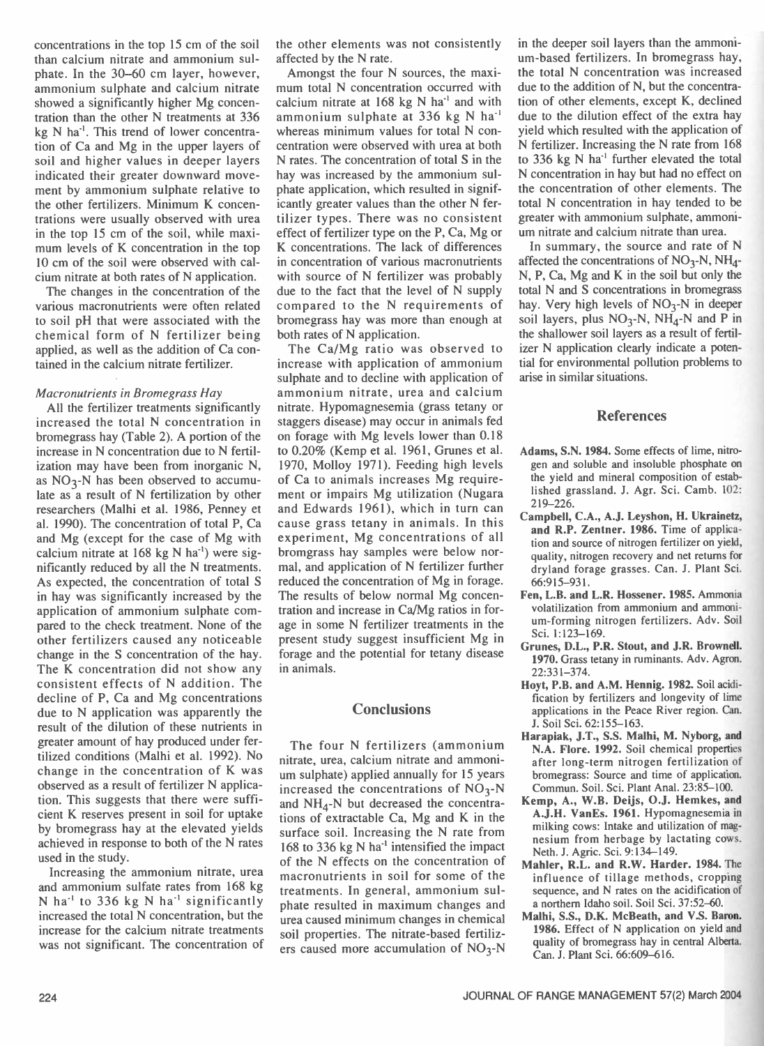concentrations in the top 15 cm of the soil than calcium nitrate and ammonium sulphate. In the 30–60 cm layer, however, ammonium sulphate and calcium nitrate showed a significantly higher Mg concentration than the other N treatments at 336 kg N $ha^{-1}$. This trend of lower concentration of Ca and Mg in the upper layers of soil and higher values in deeper layers indicated their greater downward movement by ammonium sulphate relative to the other fertilizers. Minimum K concentrations were usually observed with urea in the top 15 cm of the soil, while maximum levels of K concentration in the top 10 cm of the soil were observed with calcium nitrate at both rates of N application.

The changes in the concentration of the various macronutrients were often related to soil pH that were associated with the chemical form of N fertilizer being applied, as well as the addition of Ca contained in the calcium nitrate fertilizer.

### *Macronutrients in Bromegrass Hay*

All the fertilizer treatments significantly increased the total N concentration in bromegrass hay (Table 2). A portion of the increase in N concentration due to N fertilization may have been from inorganic N, as $NO_3$-N has been observed to accumulate as a result of N fertilization by other researchers (Malhi et al. 1986, Penney et al. 1990). The concentration of total P, Ca and Mg (except for the case of Mg with calcium nitrate at 168 kg N $ha^{-1}$) were significantly reduced by all the N treatments. As expected, the concentration of total S in hay was significantly increased by the application of ammonium sulphate compared to the check treatment. None of the other fertilizers caused any noticeable change in the S concentration of the hay. The K concentration did not show any consistent effects of N addition. The decline of P, Ca and Mg concentrations due to N application was apparently the result of the dilution of these nutrients in greater amount of hay produced under fertilized conditions (Malhi et al. 1992). No change in the concentration of K was observed as a result of fertilizer N application. This suggests that there were sufficient K reserves present in soil for uptake by bromegrass hay at the elevated yields achieved in response to both of the N rates used in the study.

Increasing the ammonium nitrate, urea and ammonium sulfate rates from 168 kg N $ha^{-1}$ to 336 kg N $ha^{-1}$ significantly increased the total N concentration, but the increase for the calcium nitrate treatments was not significant. The concentration of the other elements was not consistently affected by the N rate.

Amongst the four N sources, the maximum total N concentration occurred with calcium nitrate at 168 kg N $ha^{-1}$ and with ammonium sulphate at 336 kg N $ha^{-1}$ whereas minimum values for total N concentration were observed with urea at both N rates. The concentration of total S in the hay was increased by the ammonium sulphate application, which resulted in significantly greater values than the other N fertilizer types. There was no consistent effect of fertilizer type on the P, Ca, Mg or K concentrations. The lack of differences in concentration of various macronutrients with source of N fertilizer was probably due to the fact that the level of N supply compared to the N requirements of bromegrass hay was more than enough at both rates of N application.

The Ca/Mg ratio was observed to increase with application of ammonium sulphate and to decline with application of ammonium nitrate, urea and calcium nitrate. Hypomagnesemia (grass tetany or staggers disease) may occur in animals fed on forage with Mg levels lower than 0.18 to 0.20% (Kemp et al. 1961, Grunes et al. 1970, Molloy 1971). Feeding high levels of Ca to animals increases Mg requirement or impairs Mg utilization (Nugara and Edwards 1961), which in turn can cause grass tetany in animals. In this experiment, Mg concentrations of all bromgrass hay samples were below normal, and application of N fertilizer further reduced the concentration of Mg in forage. The results of below normal Mg concentration and increase in Ca/Mg ratios in forage in some N fertilizer treatments in the present study suggest insufficient Mg in forage and the potential for tetany disease in animals.

## Conclusions

The four N fertilizers (ammonium nitrate, urea, calcium nitrate and ammonium sulphate) applied annually for 15 years increased the concentrations of $NO_3$-N and $NH_4$-N but decreased the concentrations of extractable Ca, Mg and K in the surface soil. Increasing the N rate from 168 to 336 kg N $ha^{-1}$ intensified the impact of the N effects on the concentration of macronutrients in soil for some of the treatments. In general, ammonium sulphate resulted in maximum changes and urea caused minimum changes in chemical soil properties. The nitrate-based fertilizers caused more accumulation of $NO_3$-N in the deeper soil layers than the ammonium-based fertilizers. In bromegrass hay, the total N concentration was increased due to the addition of N, but the concentration of other elements, except K, declined due to the dilution effect of the extra hay yield which resulted with the application of N fertilizer. Increasing the N rate from 168 to 336 kg N $ha^{-1}$ further elevated the total N concentration in hay but had no effect on the concentration of other elements. The total N concentration in hay tended to be greater with ammonium sulphate, ammonium nitrate and calcium nitrate than urea.

In summary, the source and rate of N affected the concentrations of $NO_3$-N, $NH_4$-N, P, Ca, Mg and K in the soil but only the total N and S concentrations in bromegrass hay. Very high levels of $NO_3$-N in deeper soil layers, plus $NO_3$-N, $NH_4$-N and P in the shallower soil layers as a result of fertilizer N application clearly indicate a potential for environmental pollution problems to arise in similar situations.

## References

**Adams, S.N. 1984.** Some effects of lime, nitrogen and soluble and insoluble phosphate on the yield and mineral composition of established grassland. J. Agr. Sci. Camb. 102: 219–226.

**Campbell, C.A., A.J. Leyshon, H. Ukrainetz, and R.P. Zentner. 1986.** Time of application and source of nitrogen fertilizer on yield, quality, nitrogen recovery and net returns for dryland forage grasses. Can. J. Plant Sci. 66:915–931.

**Fen, L.B. and L.R. Hossener. 1985.** Ammonia volatilization from ammonium and ammonium-forming nitrogen fertilizers. Adv. Soil Sci. 1:123–169.

**Grunes, D.L., P.R. Stout, and J.R. Brownell. 1970.** Grass tetany in ruminants. Adv. Agron. 22:331–374.

**Hoyt, P.B. and A.M. Hennig. 1982.** Soil acidification by fertilizers and longevity of lime applications in the Peace River region. Can. J. Soil Sci. 62:155–163.

**Harapiak, J.T., S.S. Malhi, M. Nyborg, and N.A. Flore. 1992.** Soil chemical properties after long-term nitrogen fertilization of bromegrass: Source and time of application. Commun. Soil. Sci. Plant Anal. 23:85–100.

**Kemp, A., W.B. Deijs, O.J. Hemkes, and A.J.H. VanEs. 1961.** Hypomagnesemia in milking cows: Intake and utilization of magnesium from herbage by lactating cows. Neth. J. Agric. Sci. 9:134–149.

**Mahler, R.L. and R.W. Harder. 1984.** The influence of tillage methods, cropping sequence, and N rates on the acidification of a northern Idaho soil. Soil Sci. 37:52–60.

**Malhi, S.S., D.K. McBeath, and V.S. Baron. 1986.** Effect of N application on yield and quality of bromegrass hay in central Alberta. Can. J. Plant Sci. 66:609–616.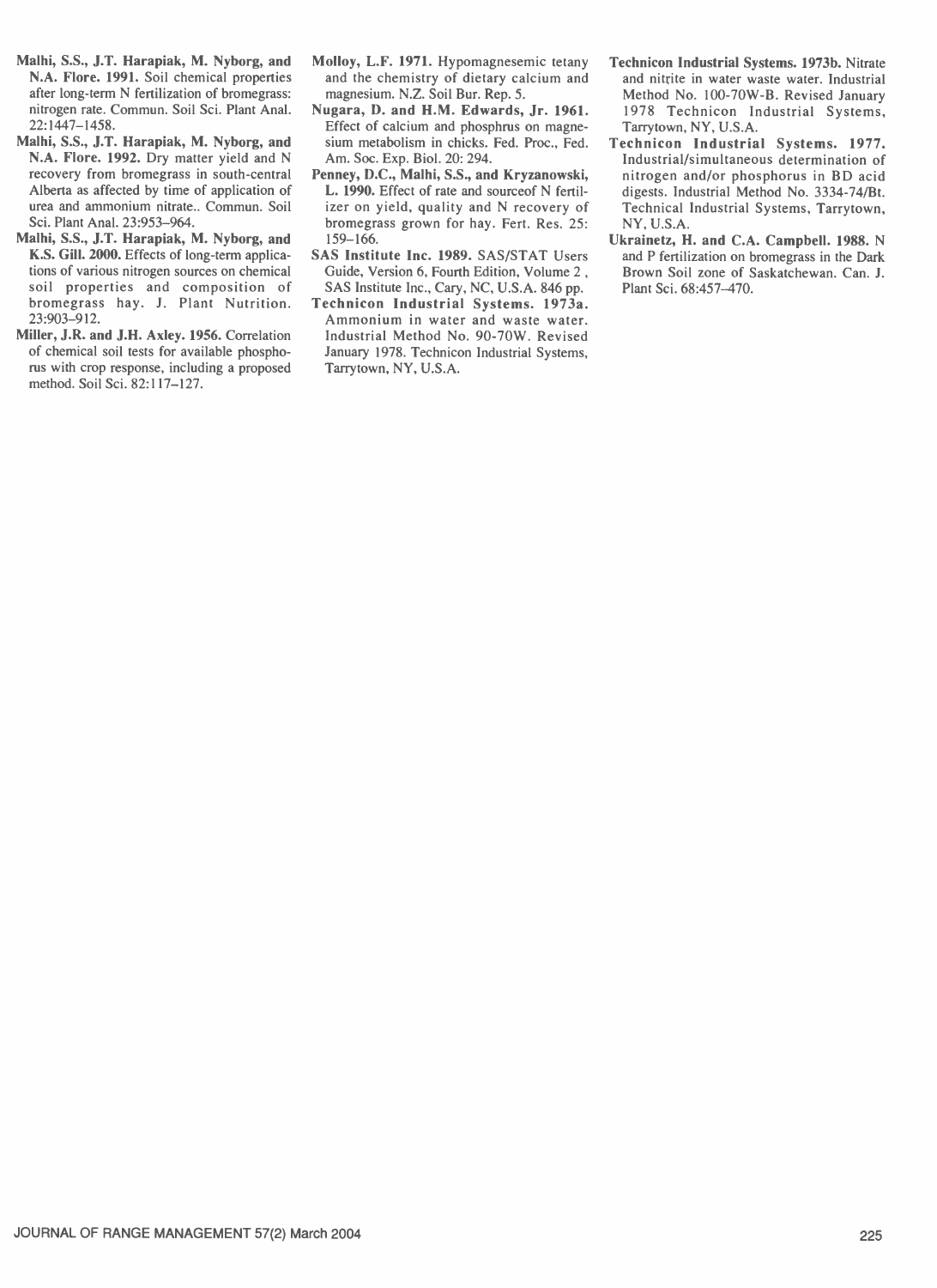**Malhi, S.S., J.T. Harapiak, M. Nyborg, and N.A. Flore. 1991.** Soil chemical properties after long-term N fertilization of bromegrass: nitrogen rate. Commun. Soil Sci. Plant Anal. 22:1447–1458.

**Malhi, S.S., J.T. Harapiak, M. Nyborg, and N.A. Flore. 1992.** Dry matter yield and N recovery from bromegrass in south-central Alberta as affected by time of application of urea and ammonium nitrate.. Commun. Soil Sci. Plant Anal. 23:953–964.

**Malhi, S.S., J.T. Harapiak, M. Nyborg, and K.S. Gill. 2000.** Effects of long-term applications of various nitrogen sources on chemical soil properties and composition of bromegrass hay. J. Plant Nutrition. 23:903–912.

**Miller, J.R. and J.H. Axley. 1956.** Correlation of chemical soil tests for available phosphorus with crop response, including a proposed method. Soil Sci. 82:117–127.

**Molloy, L.F. 1971.** Hypomagnesemic tetany and the chemistry of dietary calcium and magnesium. N.Z. Soil Bur. Rep. 5.

**Nugara, D. and H.M. Edwards, Jr. 1961.** Effect of calcium and phosphrus on magnesium metabolism in chicks. Fed. Proc., Fed. Am. Soc. Exp. Biol. 20: 294.

**Penney, D.C., Malhi, S.S., and Kryzanowski, L. 1990.** Effect of rate and sourceof N fertilizer on yield, quality and N recovery of bromegrass grown for hay. Fert. Res. 25: 159–166.

**SAS Institute Inc. 1989.** SAS/STAT Users Guide, Version 6, Fourth Edition, Volume 2 , SAS Institute Inc., Cary, NC, U.S.A. 846 pp.

**Technicon Industrial Systems. 1973a.** Ammonium in water and waste water. Industrial Method No. 90-70W. Revised January 1978. Technicon Industrial Systems, Tarrytown, NY, U.S.A.

**Technicon Industrial Systems. 1973b.** Nitrate and nitrite in water waste water. Industrial Method No. 100-70W-B. Revised January 1978 Technicon Industrial Systems, Tarrytown, NY, U.S.A.

**Technicon Industrial Systems. 1977.** Industrial/simultaneous determination of nitrogen and/or phosphorus in BD acid digests. Industrial Method No. 3334-74/Bt. Technical Industrial Systems, Tarrytown, NY, U.S.A.

**Ukrainetz, H. and C.A. Campbell. 1988.** N and P fertilization on bromegrass in the Dark Brown Soil zone of Saskatchewan. Can. J. Plant Sci. 68:457–470.